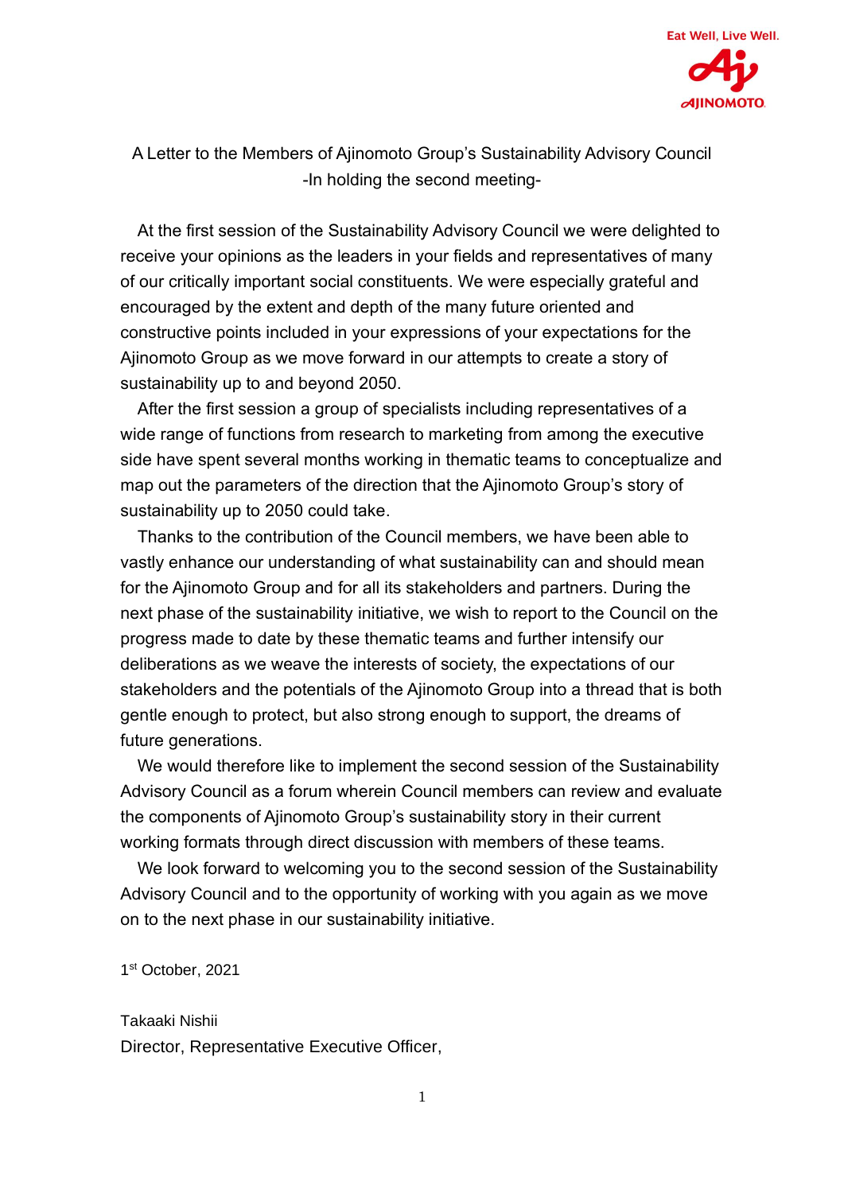Eat Well, Live Well.

AJINOMOTO

A Letter to the Members of Ajinomoto Group's Sustainability Advisory Council
-In holding the second meeting-

At the first session of the Sustainability Advisory Council we were delighted to receive your opinions as the leaders in your fields and representatives of many of our critically important social constituents. We were especially grateful and encouraged by the extent and depth of the many future oriented and constructive points included in your expressions of your expectations for the Ajinomoto Group as we move forward in our attempts to create a story of sustainability up to and beyond 2050.

After the first session a group of specialists including representatives of a wide range of functions from research to marketing from among the executive side have spent several months working in thematic teams to conceptualize and map out the parameters of the direction that the Ajinomoto Group's story of sustainability up to 2050 could take.

Thanks to the contribution of the Council members, we have been able to vastly enhance our understanding of what sustainability can and should mean for the Ajinomoto Group and for all its stakeholders and partners. During the next phase of the sustainability initiative, we wish to report to the Council on the progress made to date by these thematic teams and further intensify our deliberations as we weave the interests of society, the expectations of our stakeholders and the potentials of the Ajinomoto Group into a thread that is both gentle enough to protect, but also strong enough to support, the dreams of future generations.

We would therefore like to implement the second session of the Sustainability Advisory Council as a forum wherein Council members can review and evaluate the components of Ajinomoto Group's sustainability story in their current working formats through direct discussion with members of these teams.

We look forward to welcoming you to the second session of the Sustainability Advisory Council and to the opportunity of working with you again as we move on to the next phase in our sustainability initiative.

1st October, 2021

Takaaki Nishii
Director, Representative Executive Officer,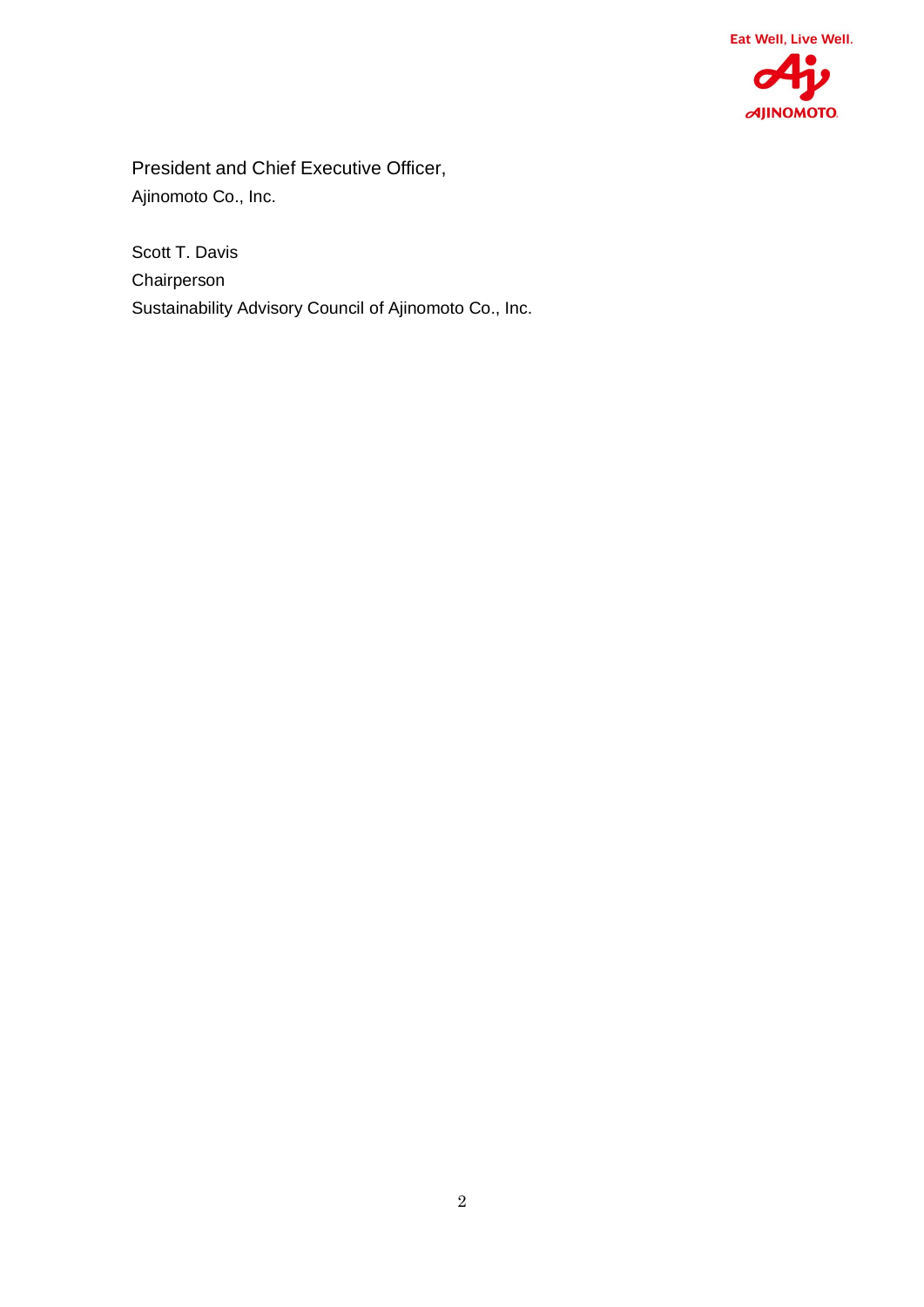President and Chief Executive Officer,
Ajinomoto Co., Inc.

Scott T. Davis
Chairperson
Sustainability Advisory Council of Ajinomoto Co., Inc.